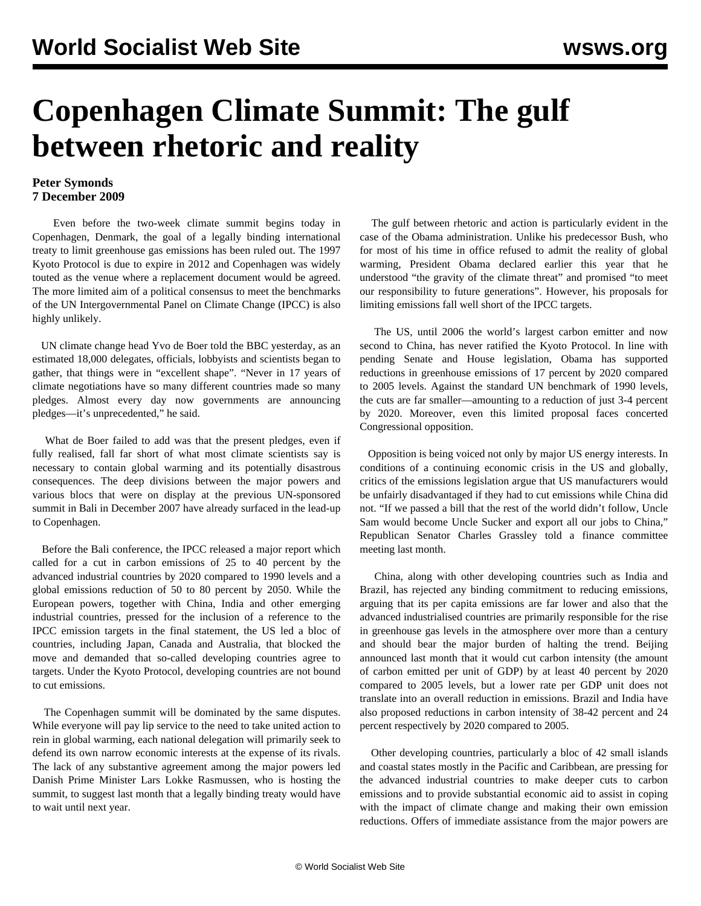# Copenhagen Climate Summit: The gulf between rhetoric and reality

**Peter Symonds**
**7 December 2009**

Even before the two-week climate summit begins today in Copenhagen, Denmark, the goal of a legally binding international treaty to limit greenhouse gas emissions has been ruled out. The 1997 Kyoto Protocol is due to expire in 2012 and Copenhagen was widely touted as the venue where a replacement document would be agreed. The more limited aim of a political consensus to meet the benchmarks of the UN Intergovernmental Panel on Climate Change (IPCC) is also highly unlikely.

UN climate change head Yvo de Boer told the BBC yesterday, as an estimated 18,000 delegates, officials, lobbyists and scientists began to gather, that things were in "excellent shape". "Never in 17 years of climate negotiations have so many different countries made so many pledges. Almost every day now governments are announcing pledges—it's unprecedented," he said.

What de Boer failed to add was that the present pledges, even if fully realised, fall far short of what most climate scientists say is necessary to contain global warming and its potentially disastrous consequences. The deep divisions between the major powers and various blocs that were on display at the previous UN-sponsored summit in Bali in December 2007 have already surfaced in the lead-up to Copenhagen.

Before the Bali conference, the IPCC released a major report which called for a cut in carbon emissions of 25 to 40 percent by the advanced industrial countries by 2020 compared to 1990 levels and a global emissions reduction of 50 to 80 percent by 2050. While the European powers, together with China, India and other emerging industrial countries, pressed for the inclusion of a reference to the IPCC emission targets in the final statement, the US led a bloc of countries, including Japan, Canada and Australia, that blocked the move and demanded that so-called developing countries agree to targets. Under the Kyoto Protocol, developing countries are not bound to cut emissions.

The Copenhagen summit will be dominated by the same disputes. While everyone will pay lip service to the need to take united action to rein in global warming, each national delegation will primarily seek to defend its own narrow economic interests at the expense of its rivals. The lack of any substantive agreement among the major powers led Danish Prime Minister Lars Lokke Rasmussen, who is hosting the summit, to suggest last month that a legally binding treaty would have to wait until next year.

The gulf between rhetoric and action is particularly evident in the case of the Obama administration. Unlike his predecessor Bush, who for most of his time in office refused to admit the reality of global warming, President Obama declared earlier this year that he understood "the gravity of the climate threat" and promised "to meet our responsibility to future generations". However, his proposals for limiting emissions fall well short of the IPCC targets.

The US, until 2006 the world's largest carbon emitter and now second to China, has never ratified the Kyoto Protocol. In line with pending Senate and House legislation, Obama has supported reductions in greenhouse emissions of 17 percent by 2020 compared to 2005 levels. Against the standard UN benchmark of 1990 levels, the cuts are far smaller—amounting to a reduction of just 3-4 percent by 2020. Moreover, even this limited proposal faces concerted Congressional opposition.

Opposition is being voiced not only by major US energy interests. In conditions of a continuing economic crisis in the US and globally, critics of the emissions legislation argue that US manufacturers would be unfairly disadvantaged if they had to cut emissions while China did not. "If we passed a bill that the rest of the world didn't follow, Uncle Sam would become Uncle Sucker and export all our jobs to China," Republican Senator Charles Grassley told a finance committee meeting last month.

China, along with other developing countries such as India and Brazil, has rejected any binding commitment to reducing emissions, arguing that its per capita emissions are far lower and also that the advanced industrialised countries are primarily responsible for the rise in greenhouse gas levels in the atmosphere over more than a century and should bear the major burden of halting the trend. Beijing announced last month that it would cut carbon intensity (the amount of carbon emitted per unit of GDP) by at least 40 percent by 2020 compared to 2005 levels, but a lower rate per GDP unit does not translate into an overall reduction in emissions. Brazil and India have also proposed reductions in carbon intensity of 38-42 percent and 24 percent respectively by 2020 compared to 2005.

Other developing countries, particularly a bloc of 42 small islands and coastal states mostly in the Pacific and Caribbean, are pressing for the advanced industrial countries to make deeper cuts to carbon emissions and to provide substantial economic aid to assist in coping with the impact of climate change and making their own emission reductions. Offers of immediate assistance from the major powers are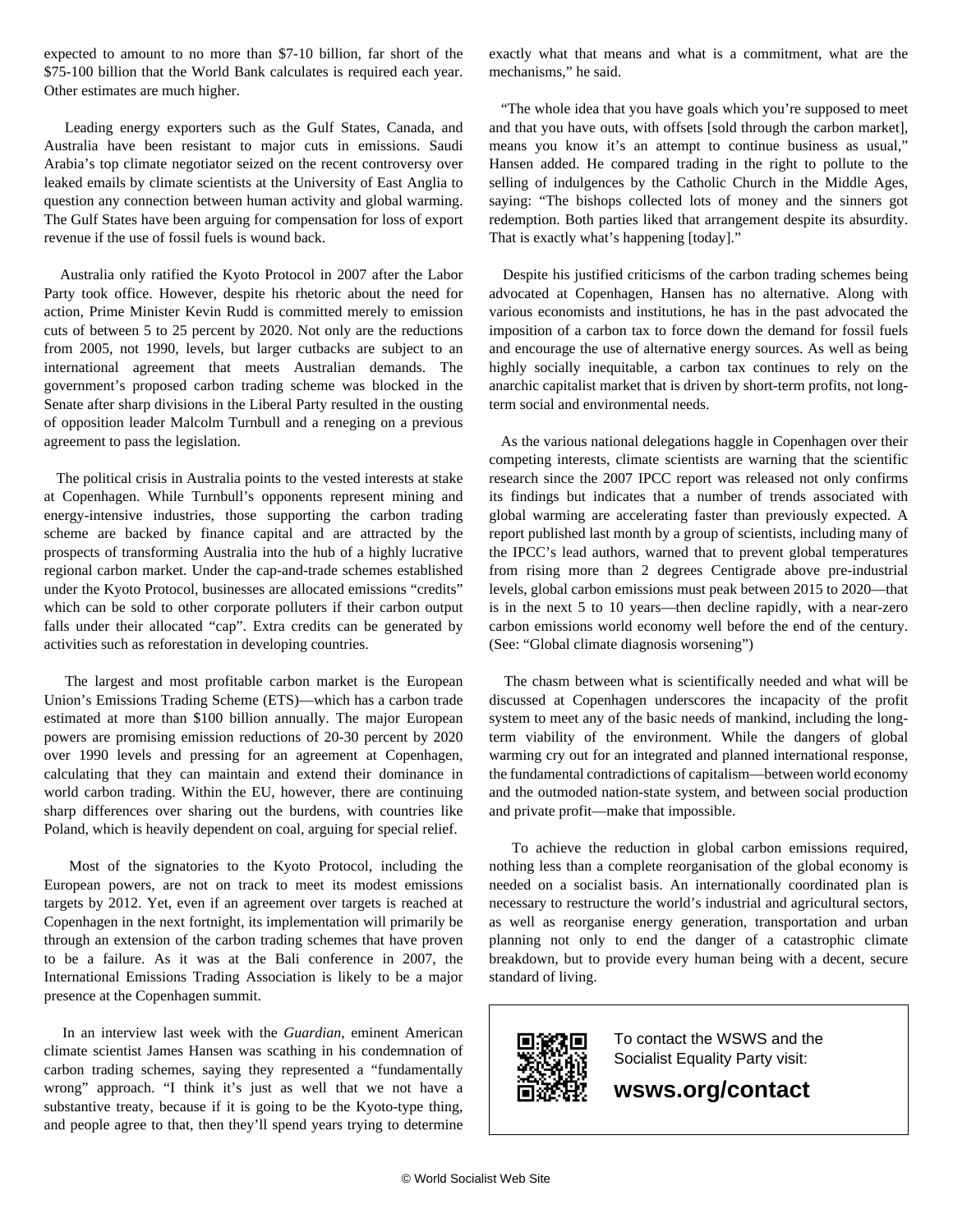expected to amount to no more than $7-10 billion, far short of the $75-100 billion that the World Bank calculates is required each year. Other estimates are much higher.

Leading energy exporters such as the Gulf States, Canada, and Australia have been resistant to major cuts in emissions. Saudi Arabia's top climate negotiator seized on the recent controversy over leaked emails by climate scientists at the University of East Anglia to question any connection between human activity and global warming. The Gulf States have been arguing for compensation for loss of export revenue if the use of fossil fuels is wound back.

Australia only ratified the Kyoto Protocol in 2007 after the Labor Party took office. However, despite his rhetoric about the need for action, Prime Minister Kevin Rudd is committed merely to emission cuts of between 5 to 25 percent by 2020. Not only are the reductions from 2005, not 1990, levels, but larger cutbacks are subject to an international agreement that meets Australian demands. The government's proposed carbon trading scheme was blocked in the Senate after sharp divisions in the Liberal Party resulted in the ousting of opposition leader Malcolm Turnbull and a reneging on a previous agreement to pass the legislation.

The political crisis in Australia points to the vested interests at stake at Copenhagen. While Turnbull's opponents represent mining and energy-intensive industries, those supporting the carbon trading scheme are backed by finance capital and are attracted by the prospects of transforming Australia into the hub of a highly lucrative regional carbon market. Under the cap-and-trade schemes established under the Kyoto Protocol, businesses are allocated emissions "credits" which can be sold to other corporate polluters if their carbon output falls under their allocated "cap". Extra credits can be generated by activities such as reforestation in developing countries.

The largest and most profitable carbon market is the European Union's Emissions Trading Scheme (ETS)—which has a carbon trade estimated at more than $100 billion annually. The major European powers are promising emission reductions of 20-30 percent by 2020 over 1990 levels and pressing for an agreement at Copenhagen, calculating that they can maintain and extend their dominance in world carbon trading. Within the EU, however, there are continuing sharp differences over sharing out the burdens, with countries like Poland, which is heavily dependent on coal, arguing for special relief.

Most of the signatories to the Kyoto Protocol, including the European powers, are not on track to meet its modest emissions targets by 2012. Yet, even if an agreement over targets is reached at Copenhagen in the next fortnight, its implementation will primarily be through an extension of the carbon trading schemes that have proven to be a failure. As it was at the Bali conference in 2007, the International Emissions Trading Association is likely to be a major presence at the Copenhagen summit.

In an interview last week with the *Guardian*, eminent American climate scientist James Hansen was scathing in his condemnation of carbon trading schemes, saying they represented a "fundamentally wrong" approach. "I think it's just as well that we not have a substantive treaty, because if it is going to be the Kyoto-type thing, and people agree to that, then they'll spend years trying to determine exactly what that means and what is a commitment, what are the mechanisms," he said.

"The whole idea that you have goals which you're supposed to meet and that you have outs, with offsets [sold through the carbon market], means you know it's an attempt to continue business as usual," Hansen added. He compared trading in the right to pollute to the selling of indulgences by the Catholic Church in the Middle Ages, saying: "The bishops collected lots of money and the sinners got redemption. Both parties liked that arrangement despite its absurdity. That is exactly what's happening [today]."

Despite his justified criticisms of the carbon trading schemes being advocated at Copenhagen, Hansen has no alternative. Along with various economists and institutions, he has in the past advocated the imposition of a carbon tax to force down the demand for fossil fuels and encourage the use of alternative energy sources. As well as being highly socially inequitable, a carbon tax continues to rely on the anarchic capitalist market that is driven by short-term profits, not long-term social and environmental needs.

As the various national delegations haggle in Copenhagen over their competing interests, climate scientists are warning that the scientific research since the 2007 IPCC report was released not only confirms its findings but indicates that a number of trends associated with global warming are accelerating faster than previously expected. A report published last month by a group of scientists, including many of the IPCC's lead authors, warned that to prevent global temperatures from rising more than 2 degrees Centigrade above pre-industrial levels, global carbon emissions must peak between 2015 to 2020—that is in the next 5 to 10 years—then decline rapidly, with a near-zero carbon emissions world economy well before the end of the century. (See: "Global climate diagnosis worsening")

The chasm between what is scientifically needed and what will be discussed at Copenhagen underscores the incapacity of the profit system to meet any of the basic needs of mankind, including the long-term viability of the environment. While the dangers of global warming cry out for an integrated and planned international response, the fundamental contradictions of capitalism—between world economy and the outmoded nation-state system, and between social production and private profit—make that impossible.

To achieve the reduction in global carbon emissions required, nothing less than a complete reorganisation of the global economy is needed on a socialist basis. An internationally coordinated plan is necessary to restructure the world's industrial and agricultural sectors, as well as reorganise energy generation, transportation and urban planning not only to end the danger of a catastrophic climate breakdown, but to provide every human being with a decent, secure standard of living.

To contact the WSWS and the Socialist Equality Party visit:

**wsws.org/contact**